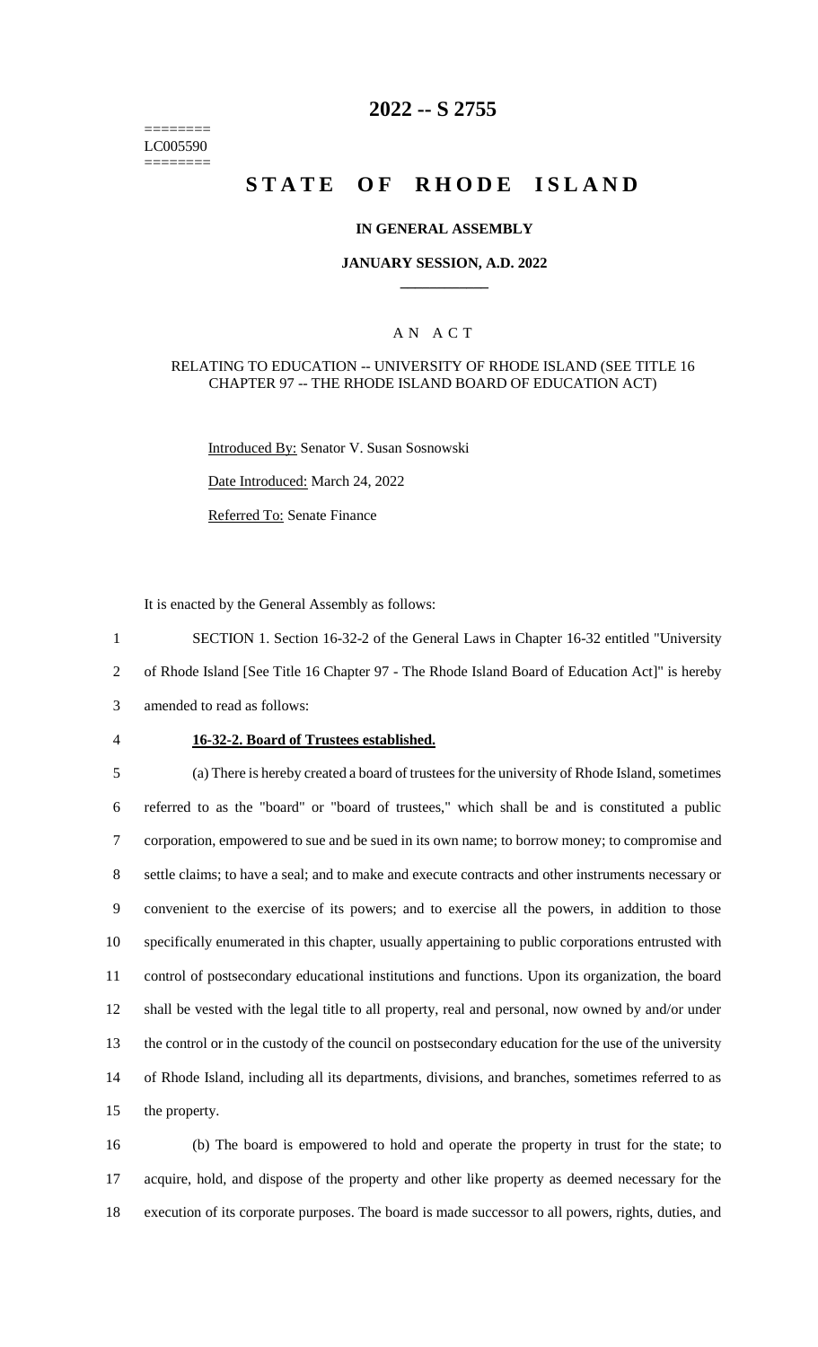========
LC005590
========

# 2022 -- S 2755

# STATE OF RHODE ISLAND

### IN GENERAL ASSEMBLY

### JANUARY SESSION, A.D. 2022

## A N A C T

### RELATING TO EDUCATION -- UNIVERSITY OF RHODE ISLAND (SEE TITLE 16 CHAPTER 97 -- THE RHODE ISLAND BOARD OF EDUCATION ACT)

Introduced By: Senator V. Susan Sosnowski

Date Introduced: March 24, 2022

Referred To: Senate Finance

It is enacted by the General Assembly as follows:

1 SECTION 1. Section 16-32-2 of the General Laws in Chapter 16-32 entitled "University
2 of Rhode Island [See Title 16 Chapter 97 - The Rhode Island Board of Education Act]" is hereby
3 amended to read as follows:

4 **16-32-2. Board of Trustees established.**

5 (a) There is hereby created a board of trustees for the university of Rhode Island, sometimes
6 referred to as the "board" or "board of trustees," which shall be and is constituted a public
7 corporation, empowered to sue and be sued in its own name; to borrow money; to compromise and
8 settle claims; to have a seal; and to make and execute contracts and other instruments necessary or
9 convenient to the exercise of its powers; and to exercise all the powers, in addition to those
10 specifically enumerated in this chapter, usually appertaining to public corporations entrusted with
11 control of postsecondary educational institutions and functions. Upon its organization, the board
12 shall be vested with the legal title to all property, real and personal, now owned by and/or under
13 the control or in the custody of the council on postsecondary education for the use of the university
14 of Rhode Island, including all its departments, divisions, and branches, sometimes referred to as
15 the property.

16 (b) The board is empowered to hold and operate the property in trust for the state; to
17 acquire, hold, and dispose of the property and other like property as deemed necessary for the
18 execution of its corporate purposes. The board is made successor to all powers, rights, duties, and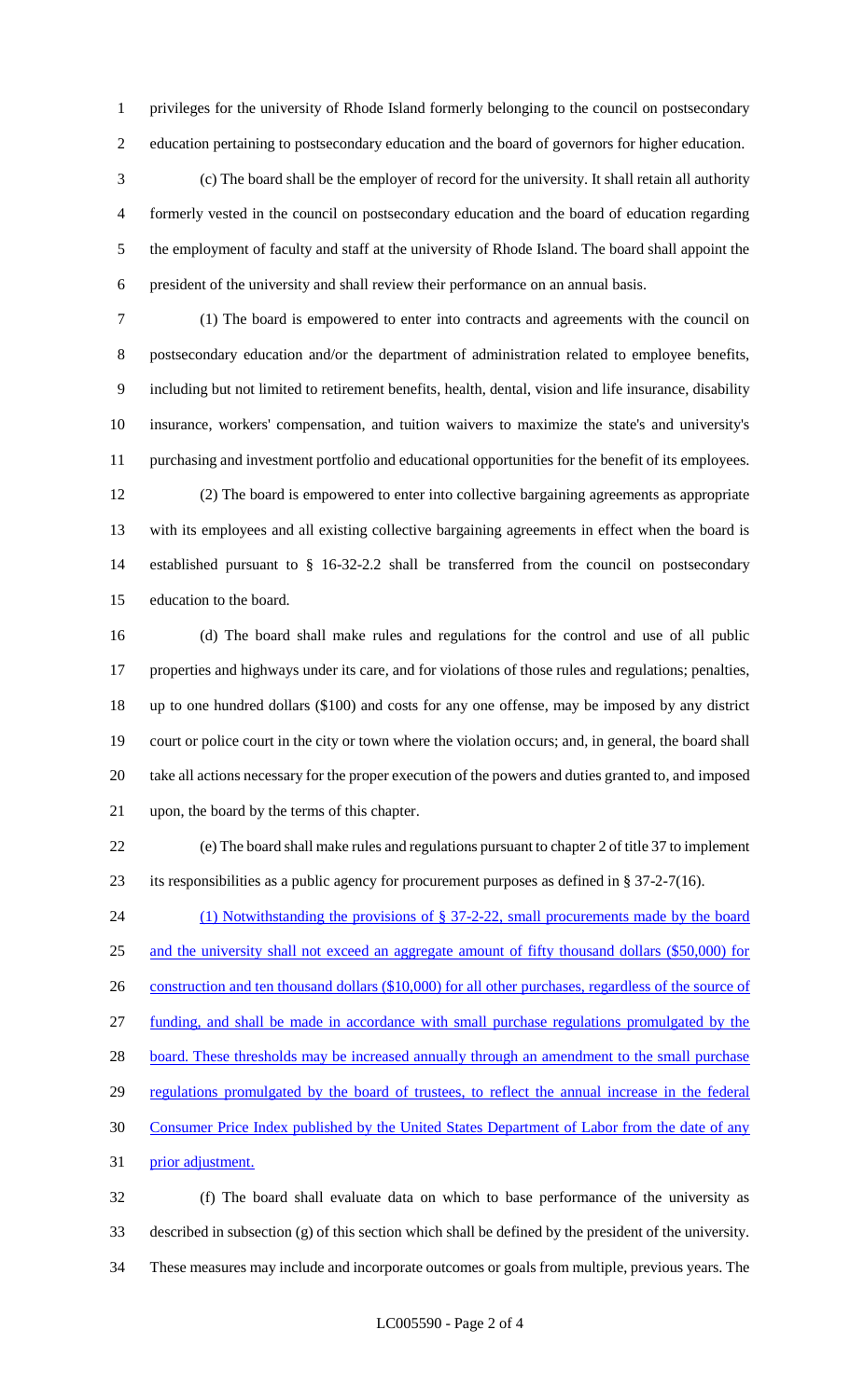privileges for the university of Rhode Island formerly belonging to the council on postsecondary education pertaining to postsecondary education and the board of governors for higher education.

(c) The board shall be the employer of record for the university. It shall retain all authority formerly vested in the council on postsecondary education and the board of education regarding the employment of faculty and staff at the university of Rhode Island. The board shall appoint the president of the university and shall review their performance on an annual basis.

(1) The board is empowered to enter into contracts and agreements with the council on postsecondary education and/or the department of administration related to employee benefits, including but not limited to retirement benefits, health, dental, vision and life insurance, disability insurance, workers' compensation, and tuition waivers to maximize the state's and university's purchasing and investment portfolio and educational opportunities for the benefit of its employees.

(2) The board is empowered to enter into collective bargaining agreements as appropriate with its employees and all existing collective bargaining agreements in effect when the board is established pursuant to § 16-32-2.2 shall be transferred from the council on postsecondary education to the board.

(d) The board shall make rules and regulations for the control and use of all public properties and highways under its care, and for violations of those rules and regulations; penalties, up to one hundred dollars ($100) and costs for any one offense, may be imposed by any district court or police court in the city or town where the violation occurs; and, in general, the board shall take all actions necessary for the proper execution of the powers and duties granted to, and imposed upon, the board by the terms of this chapter.

(e) The board shall make rules and regulations pursuant to chapter 2 of title 37 to implement its responsibilities as a public agency for procurement purposes as defined in § 37-2-7(16).

(1) Notwithstanding the provisions of § 37-2-22, small procurements made by the board and the university shall not exceed an aggregate amount of fifty thousand dollars ($50,000) for construction and ten thousand dollars ($10,000) for all other purchases, regardless of the source of funding, and shall be made in accordance with small purchase regulations promulgated by the board. These thresholds may be increased annually through an amendment to the small purchase regulations promulgated by the board of trustees, to reflect the annual increase in the federal Consumer Price Index published by the United States Department of Labor from the date of any prior adjustment.

(f) The board shall evaluate data on which to base performance of the university as described in subsection (g) of this section which shall be defined by the president of the university. These measures may include and incorporate outcomes or goals from multiple, previous years. The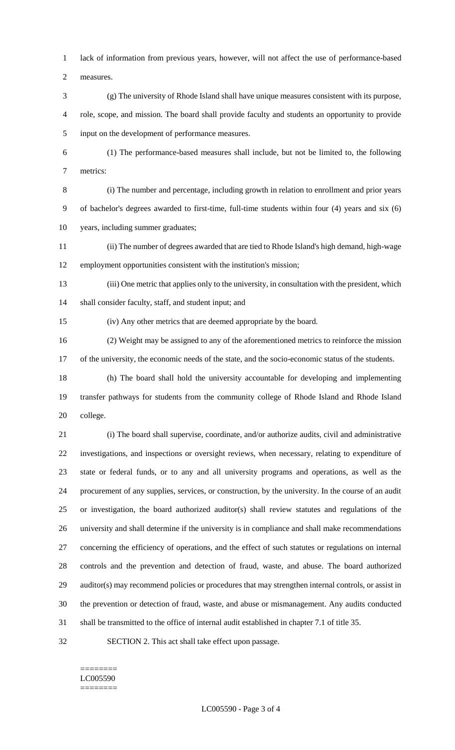lack of information from previous years, however, will not affect the use of performance-based measures.

(g) The university of Rhode Island shall have unique measures consistent with its purpose, role, scope, and mission. The board shall provide faculty and students an opportunity to provide input on the development of performance measures.

(1) The performance-based measures shall include, but not be limited to, the following metrics:

(i) The number and percentage, including growth in relation to enrollment and prior years of bachelor's degrees awarded to first-time, full-time students within four (4) years and six (6) years, including summer graduates;

(ii) The number of degrees awarded that are tied to Rhode Island's high demand, high-wage employment opportunities consistent with the institution's mission;

(iii) One metric that applies only to the university, in consultation with the president, which shall consider faculty, staff, and student input; and

(iv) Any other metrics that are deemed appropriate by the board.

(2) Weight may be assigned to any of the aforementioned metrics to reinforce the mission of the university, the economic needs of the state, and the socio-economic status of the students.

(h) The board shall hold the university accountable for developing and implementing transfer pathways for students from the community college of Rhode Island and Rhode Island college.

(i) The board shall supervise, coordinate, and/or authorize audits, civil and administrative investigations, and inspections or oversight reviews, when necessary, relating to expenditure of state or federal funds, or to any and all university programs and operations, as well as the procurement of any supplies, services, or construction, by the university. In the course of an audit or investigation, the board authorized auditor(s) shall review statutes and regulations of the university and shall determine if the university is in compliance and shall make recommendations concerning the efficiency of operations, and the effect of such statutes or regulations on internal controls and the prevention and detection of fraud, waste, and abuse. The board authorized auditor(s) may recommend policies or procedures that may strengthen internal controls, or assist in the prevention or detection of fraud, waste, and abuse or mismanagement. Any audits conducted shall be transmitted to the office of internal audit established in chapter 7.1 of title 35.

SECTION 2. This act shall take effect upon passage.

========
LC005590
========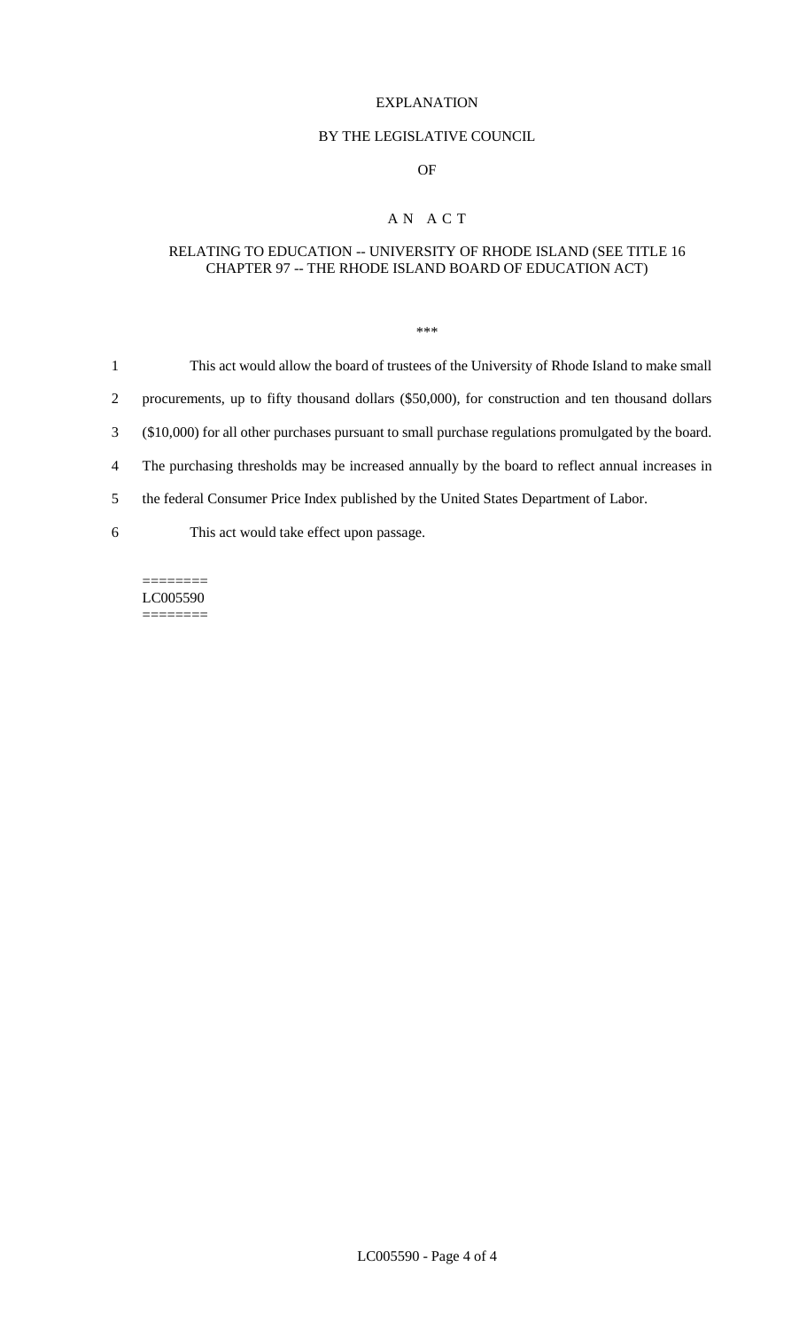EXPLANATION

BY THE LEGISLATIVE COUNCIL

OF

# A N A C T

RELATING TO EDUCATION -- UNIVERSITY OF RHODE ISLAND (SEE TITLE 16 CHAPTER 97 -- THE RHODE ISLAND BOARD OF EDUCATION ACT)

***

1 This act would allow the board of trustees of the University of Rhode Island to make small
2 procurements, up to fifty thousand dollars ($50,000), for construction and ten thousand dollars
3 ($10,000) for all other purchases pursuant to small purchase regulations promulgated by the board.
4 The purchasing thresholds may be increased annually by the board to reflect annual increases in
5 the federal Consumer Price Index published by the United States Department of Labor.
6 This act would take effect upon passage.

========
LC005590
========